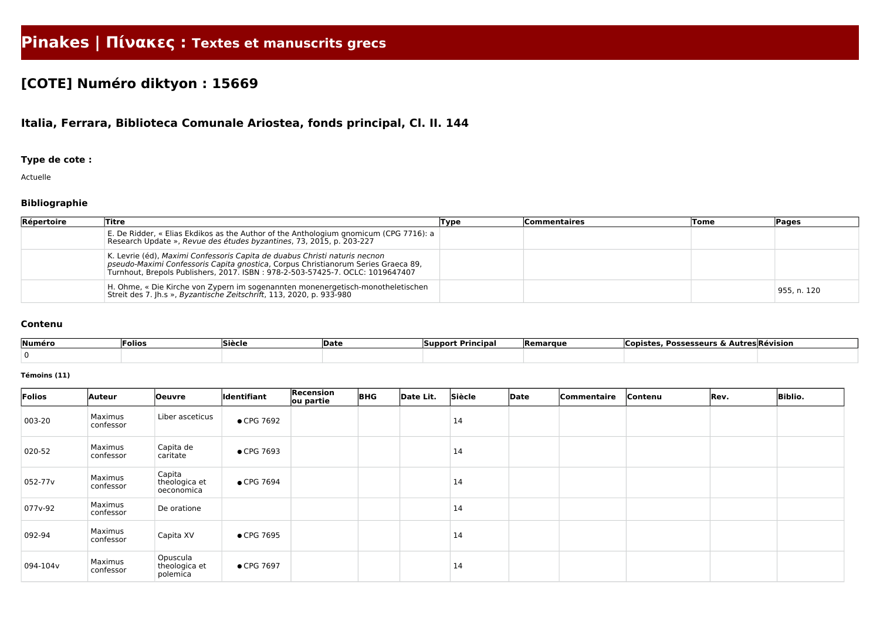# Pinakes | Πίνακες : Textes et manuscrits grecs

## [COTE] Numéro diktyon : 15669

### Italia, Ferrara, Biblioteca Comunale Ariostea, fonds principal, Cl. II. 144

#### Type de cote :

Actuelle

#### Bibliographie

| Répertoire | Titre | Type | Commentaires | Tome | Pages |
|---|---|---|---|---|---|
| | E. De Ridder, « Elias Ekdikos as the Author of the Anthologium gnomicum (CPG 7716): a Research Update », *Revue des études byzantines*, 73, 2015, p. 203-227 | | | | |
| | K. Levrie (éd), *Maximi Confessoris Capita de duabus Christi naturis necnon pseudo-Maximi Confessoris Capita gnostica*, Corpus Christianorum Series Graeca 89, Turnhout, Brepols Publishers, 2017. ISBN : 978-2-503-57425-7. OCLC: 1019647407 | | | | |
| | H. Ohme, « Die Kirche von Zypern im sogenannten monenergetisch-monotheletischen Streit des 7. Jh.s », *Byzantische Zeitschrift*, 113, 2020, p. 933-980 | | | | 955, n. 120 |

#### Contenu

| Numéro | Folios | Siècle | Date | Support Principal | Remarque | Copistes, Possesseurs & Autres | Révision |
|---|---|---|---|---|---|---|---|
| 0 | | | | | | | |

##### Témoins (11)

| Folios | Auteur | Oeuvre | Identifiant | Recension ou partie | BHG | Date Lit. | Siècle | Date | Commentaire | Contenu | Rev. | Biblio. |
|---|---|---|---|---|---|---|---|---|---|---|---|---|
| 003-20 | Maximus confessor | Liber asceticus | ● CPG 7692 | | | | 14 | | | | | |
| 020-52 | Maximus confessor | Capita de caritate | ● CPG 7693 | | | | 14 | | | | | |
| 052-77v | Maximus confessor | Capita theologica et oeconomica | ● CPG 7694 | | | | 14 | | | | | |
| 077v-92 | Maximus confessor | De oratione | | | | | 14 | | | | | |
| 092-94 | Maximus confessor | Capita XV | ● CPG 7695 | | | | 14 | | | | | |
| 094-104v | Maximus confessor | Opuscula theologica et polemica | ● CPG 7697 | | | | 14 | | | | | |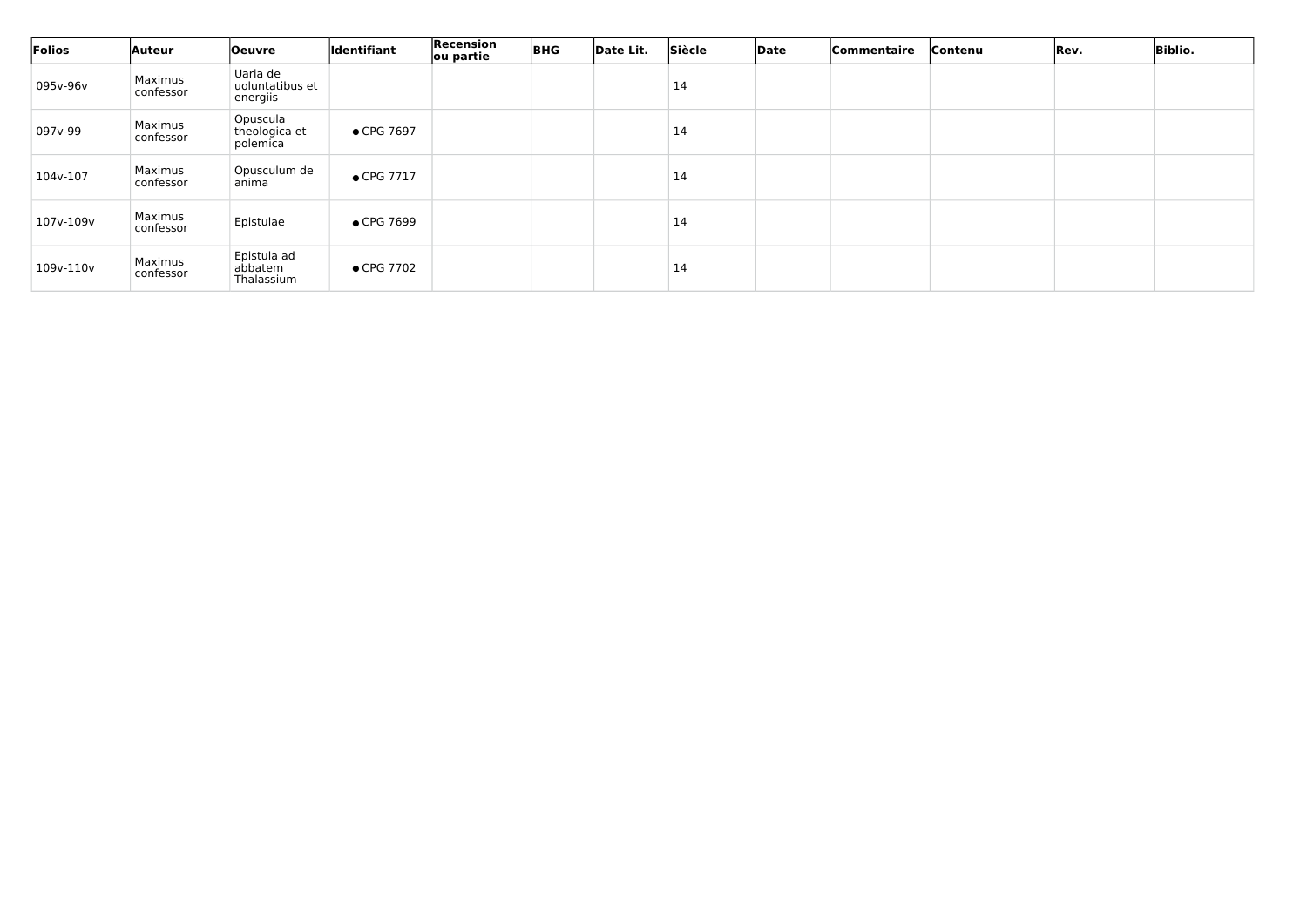| Folios | Auteur | Oeuvre | Identifiant | Recension ou partie | BHG | Date Lit. | Siècle | Date | Commentaire | Contenu | Rev. | Biblio. |
|---|---|---|---|---|---|---|---|---|---|---|---|---|
| 095v-96v | Maximus confessor | Uaria de uoluntatibus et energiis | | | | | 14 | | | | | |
| 097v-99 | Maximus confessor | Opuscula theologica et polemica | ● CPG 7697 | | | | 14 | | | | | |
| 104v-107 | Maximus confessor | Opusculum de anima | ● CPG 7717 | | | | 14 | | | | | |
| 107v-109v | Maximus confessor | Epistulae | ● CPG 7699 | | | | 14 | | | | | |
| 109v-110v | Maximus confessor | Epistula ad abbatem Thalassium | ● CPG 7702 | | | | 14 | | | | | |